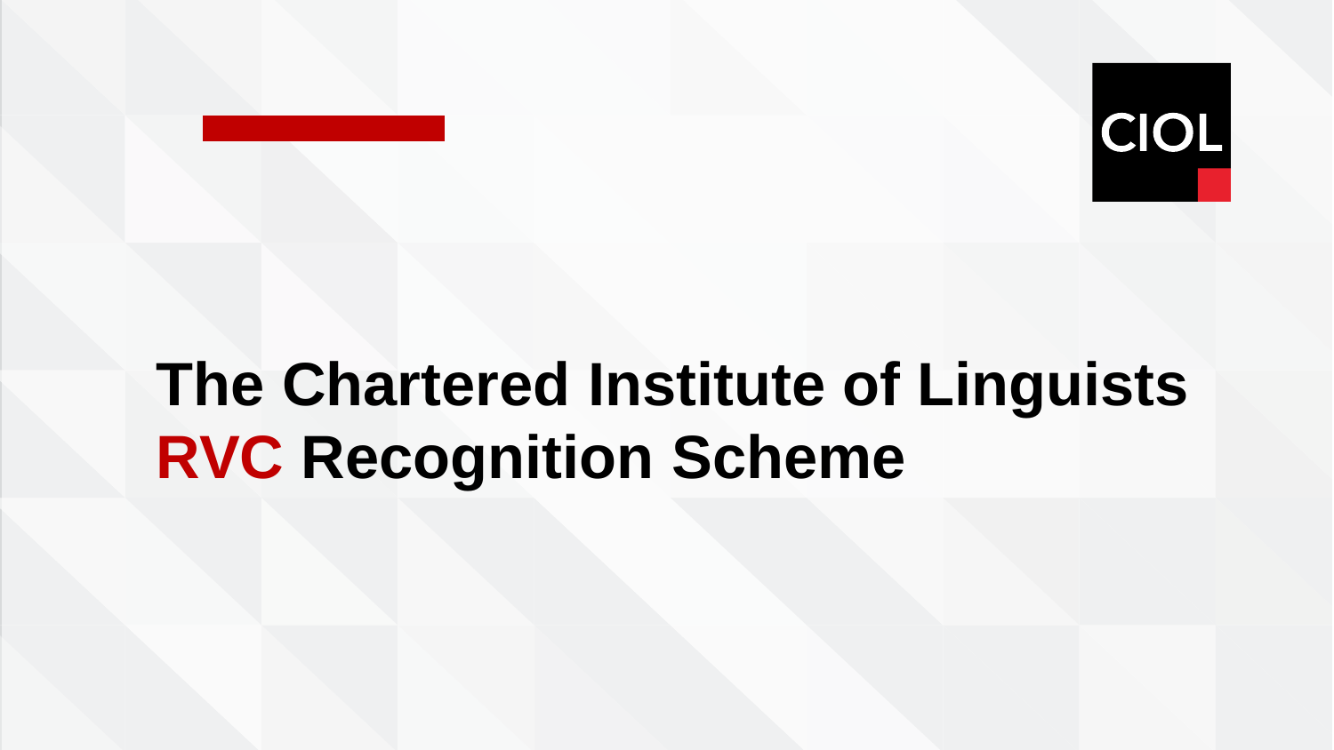CIOL

# The Chartered Institute of Linguists RVC Recognition Scheme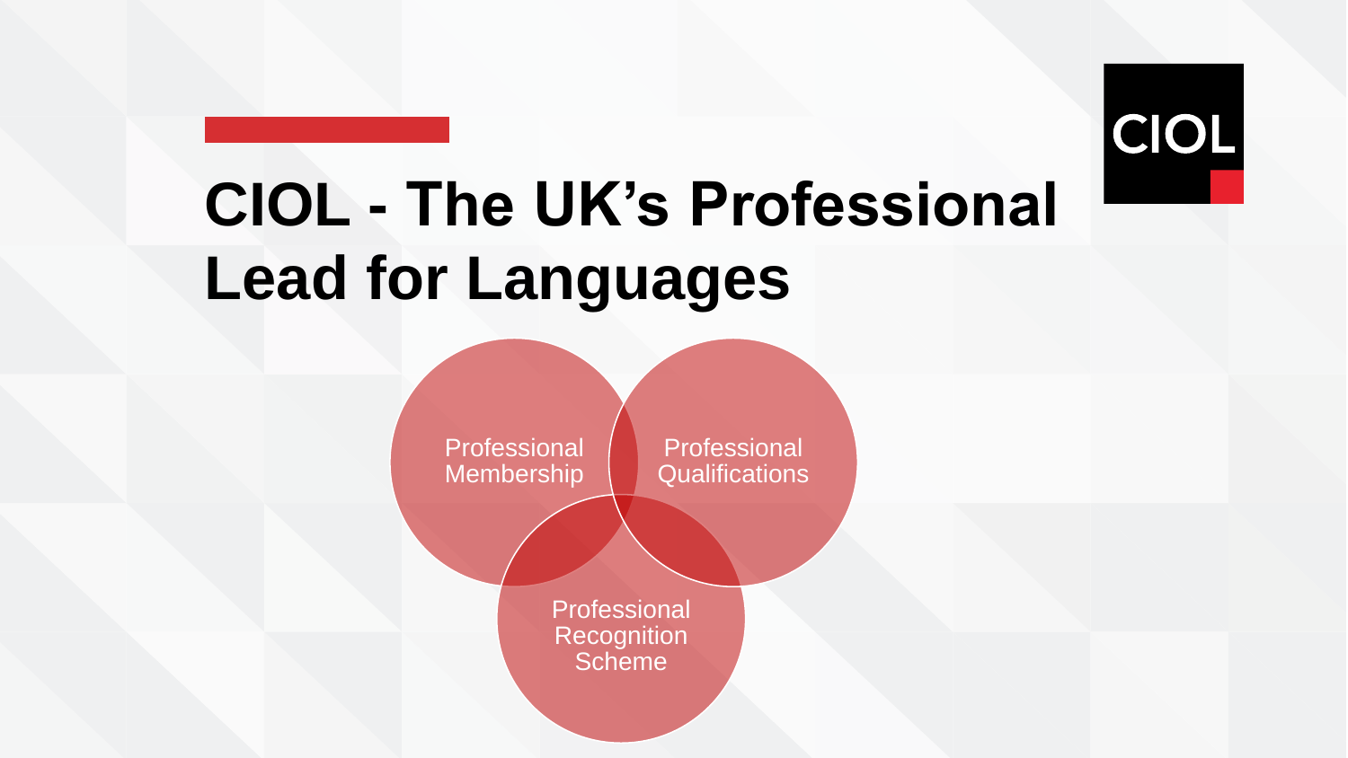# CIOL - The UK's Professional Lead for Languages

- Professional Membership
- Professional Qualifications
- Professional Recognition Scheme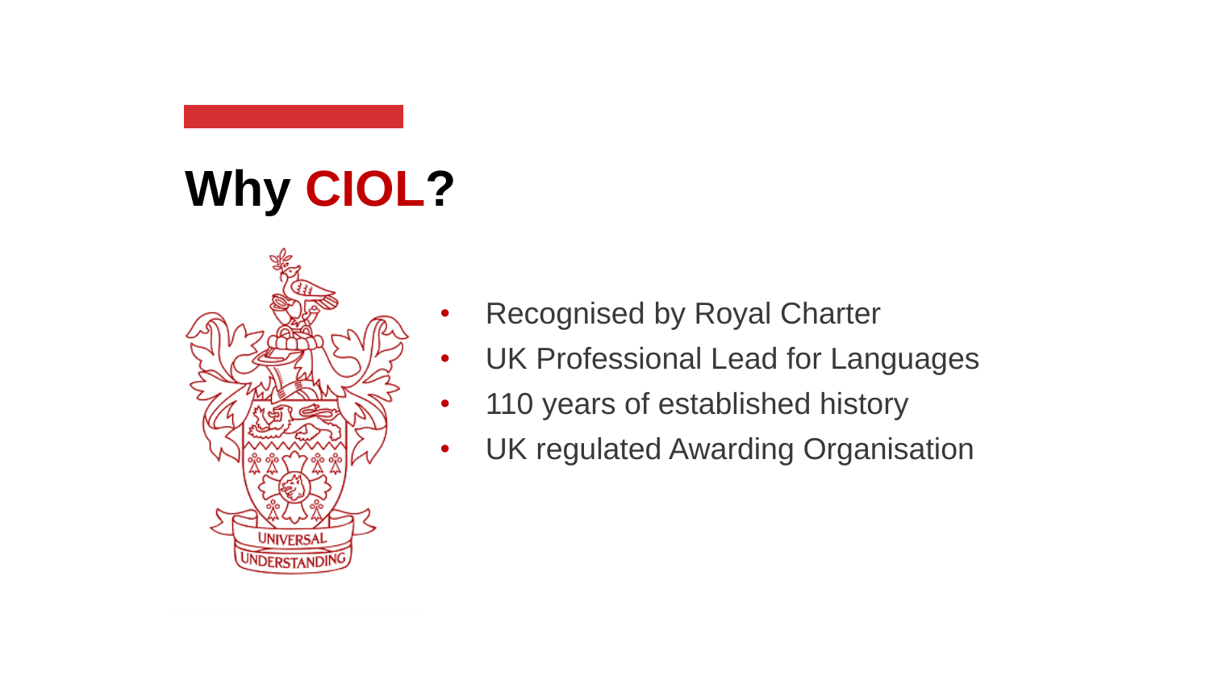# Why CIOL?

- Recognised by Royal Charter
- UK Professional Lead for Languages
- 110 years of established history
- UK regulated Awarding Organisation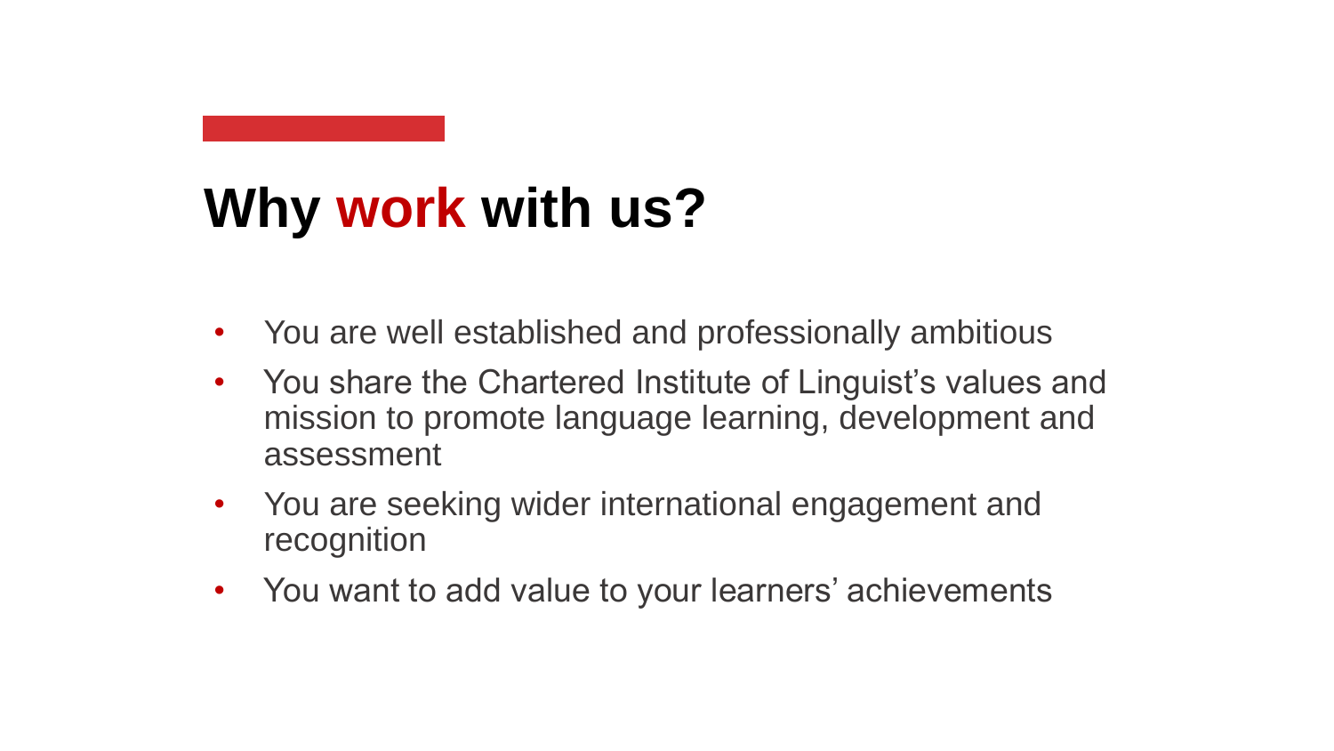# Why work with us?

- You are well established and professionally ambitious
- You share the Chartered Institute of Linguist's values and mission to promote language learning, development and assessment
- You are seeking wider international engagement and recognition
- You want to add value to your learners' achievements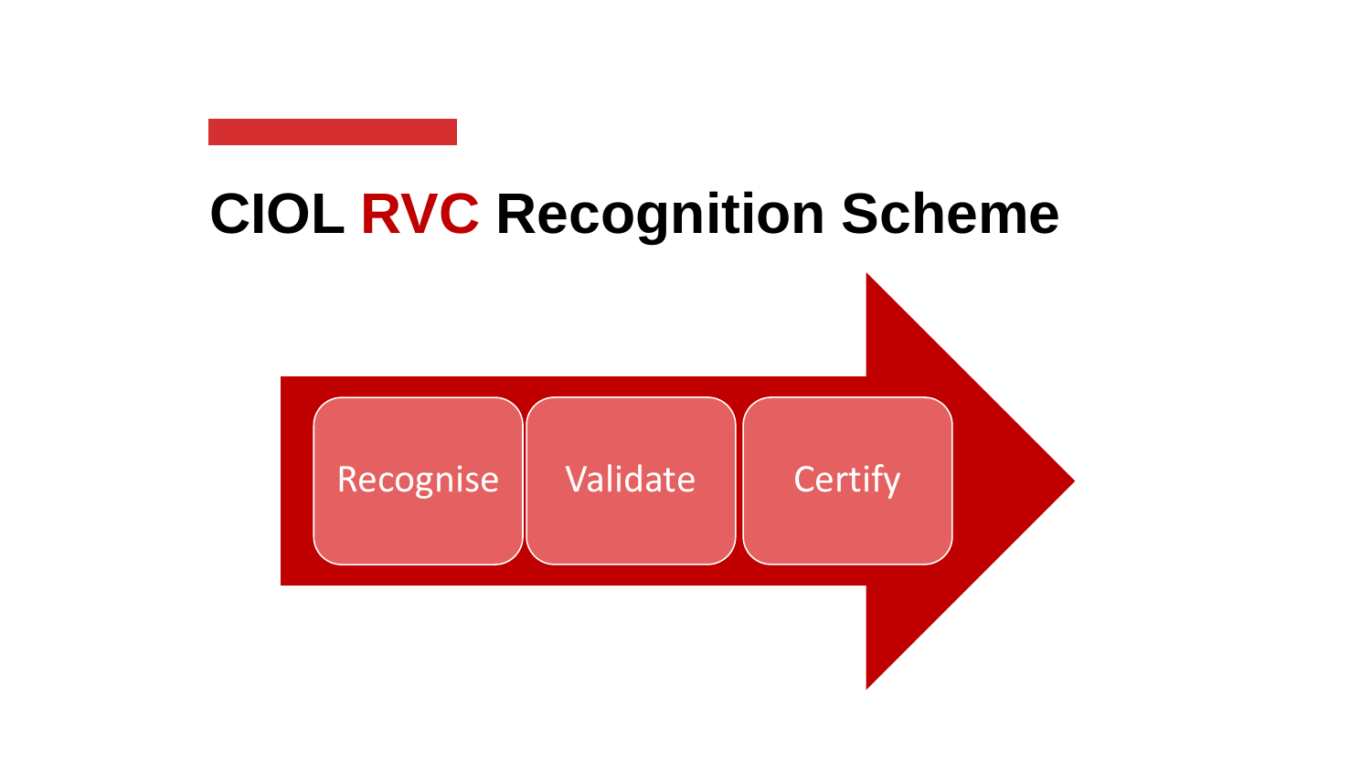# CIOL RVC Recognition Scheme

- Recognise
- Validate
- Certify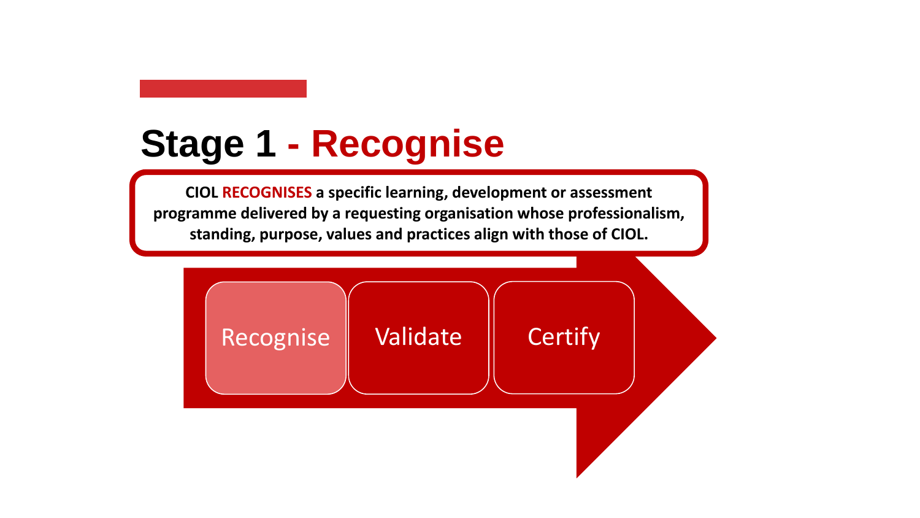# Stage 1 - Recognise

**CIOL RECOGNISES a specific learning, development or assessment programme delivered by a requesting organisation whose professionalism, standing, purpose, values and practices align with those of CIOL.**

Recognise → Validate → Certify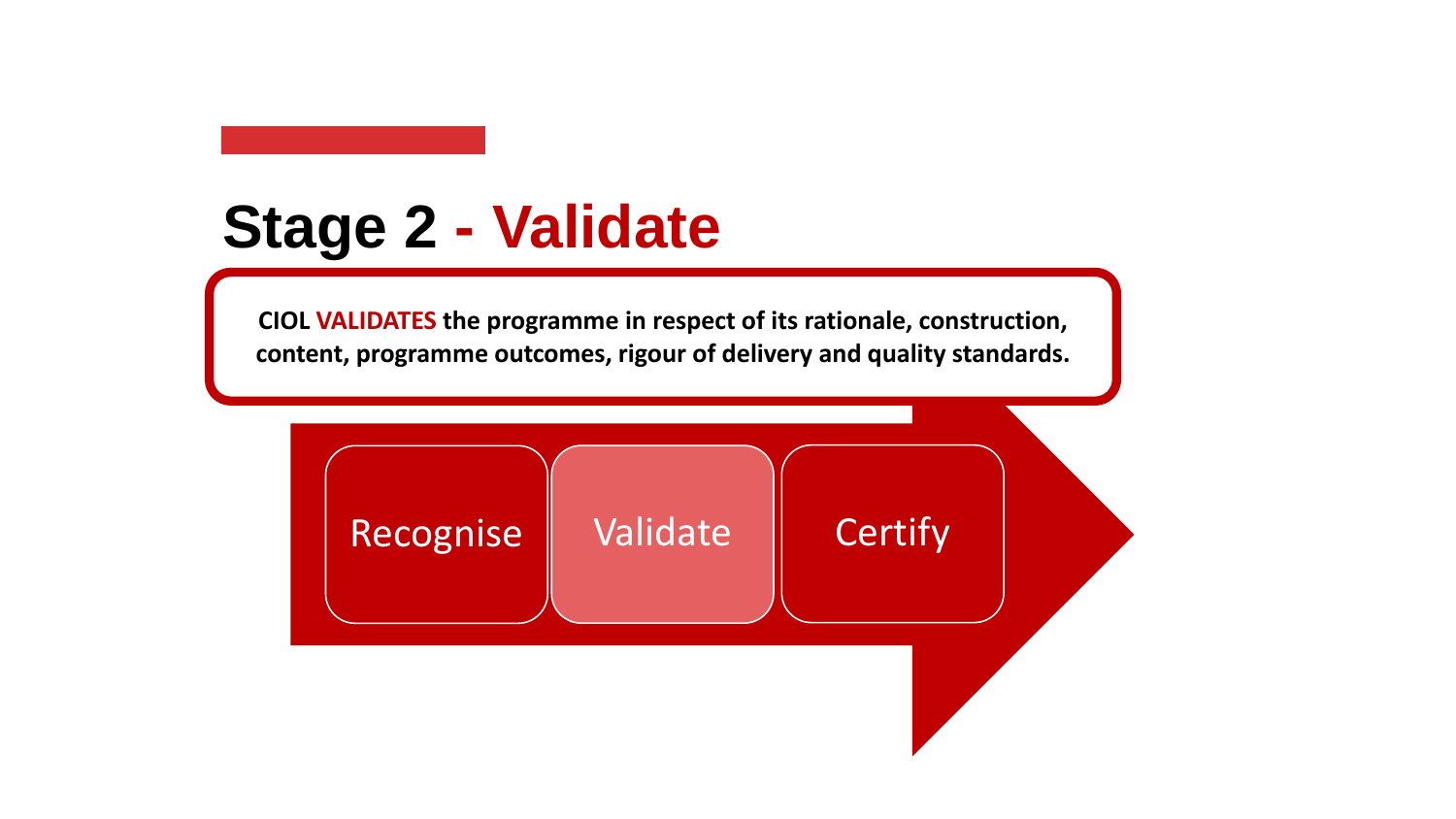# Stage 2 - Validate

**CIOL VALIDATES the programme in respect of its rationale, construction, content, programme outcomes, rigour of delivery and quality standards.**

Recognise → Validate → Certify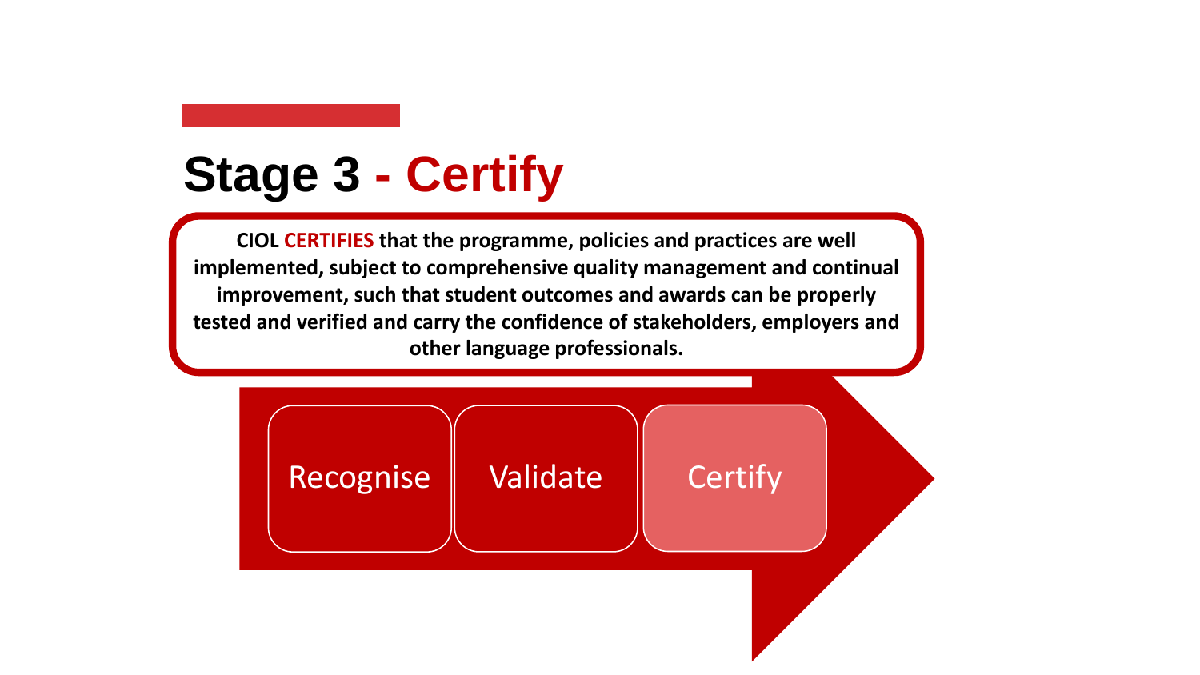# Stage 3 - Certify

**CIOL CERTIFIES that the programme, policies and practices are well implemented, subject to comprehensive quality management and continual improvement, such that student outcomes and awards can be properly tested and verified and carry the confidence of stakeholders, employers and other language professionals.**

Recognise → Validate → Certify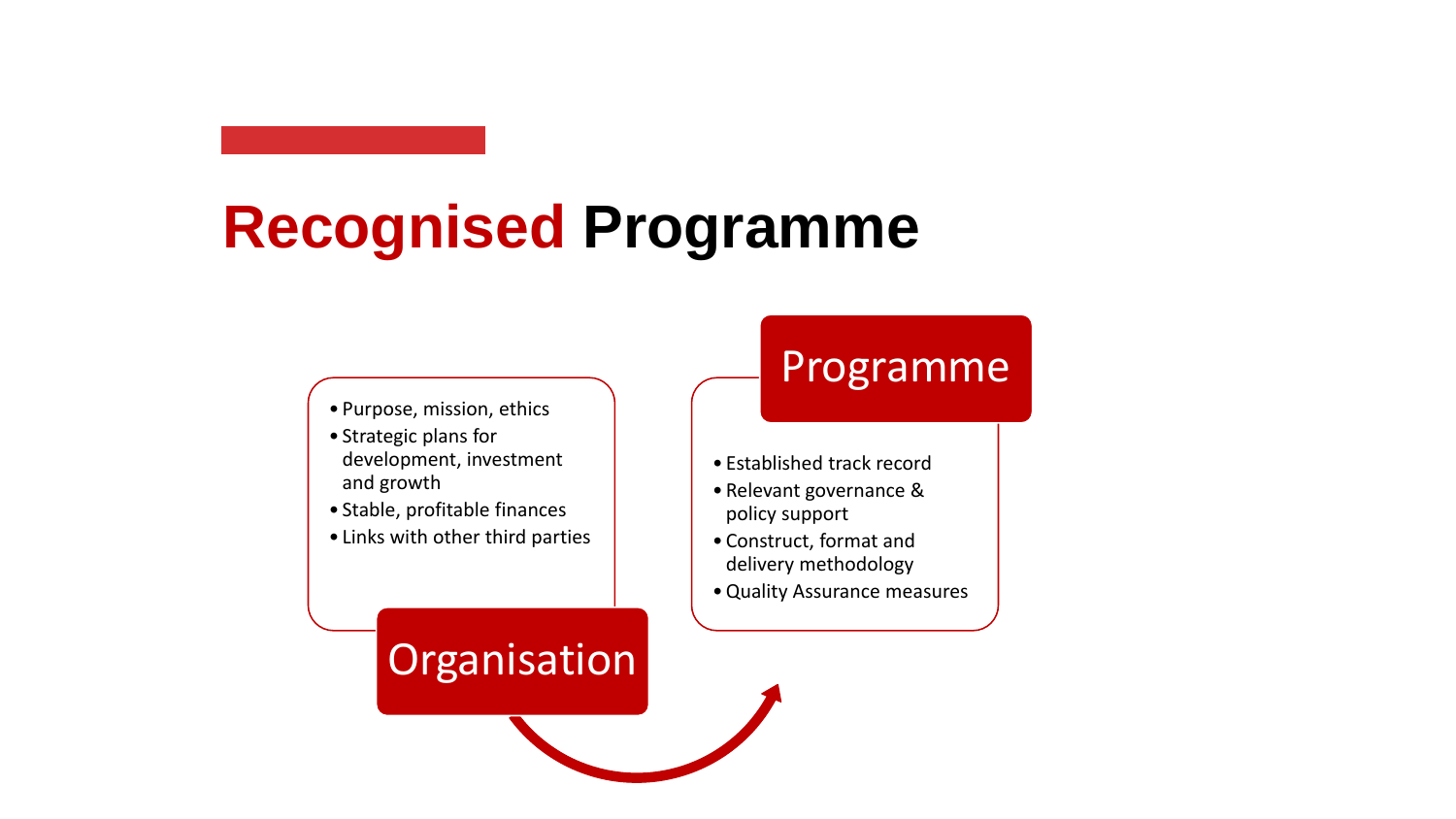# Recognised Programme

### Organisation

- Purpose, mission, ethics
- Strategic plans for development, investment and growth
- Stable, profitable finances
- Links with other third parties

### Programme

- Established track record
- Relevant governance & policy support
- Construct, format and delivery methodology
- Quality Assurance measures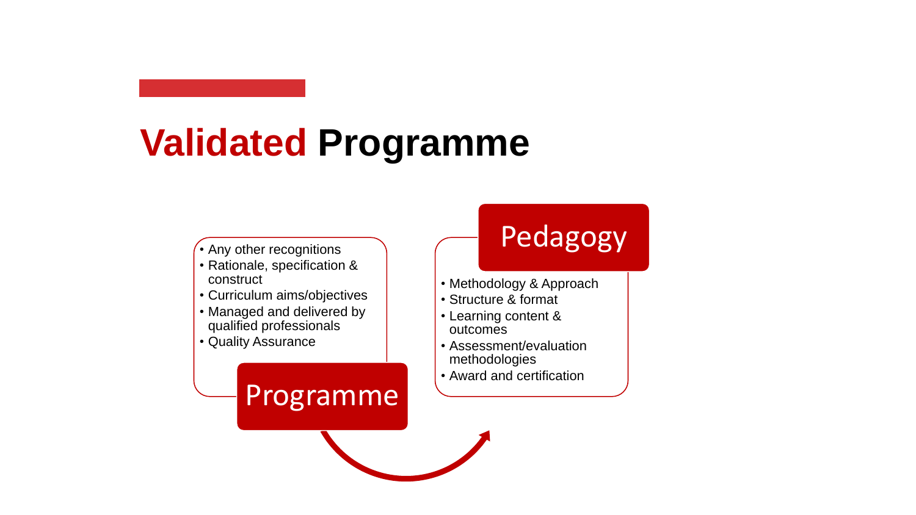# Validated Programme

## Programme

- Any other recognitions
- Rationale, specification & construct
- Curriculum aims/objectives
- Managed and delivered by qualified professionals
- Quality Assurance

## Pedagogy

- Methodology & Approach
- Structure & format
- Learning content & outcomes
- Assessment/evaluation methodologies
- Award and certification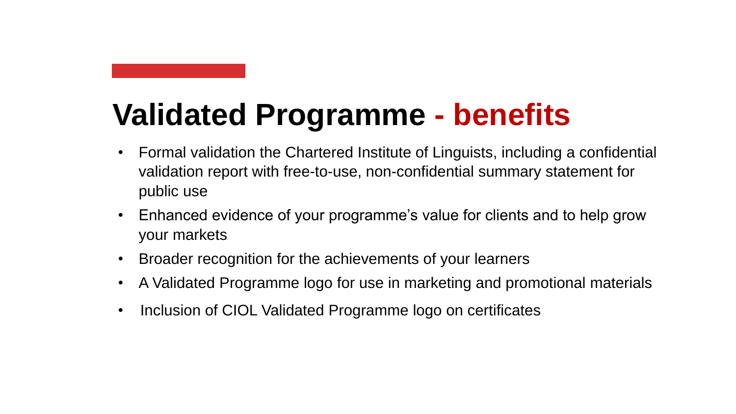# Validated Programme - benefits

- Formal validation the Chartered Institute of Linguists, including a confidential validation report with free-to-use, non-confidential summary statement for public use
- Enhanced evidence of your programme's value for clients and to help grow your markets
- Broader recognition for the achievements of your learners
- A Validated Programme logo for use in marketing and promotional materials
- Inclusion of CIOL Validated Programme logo on certificates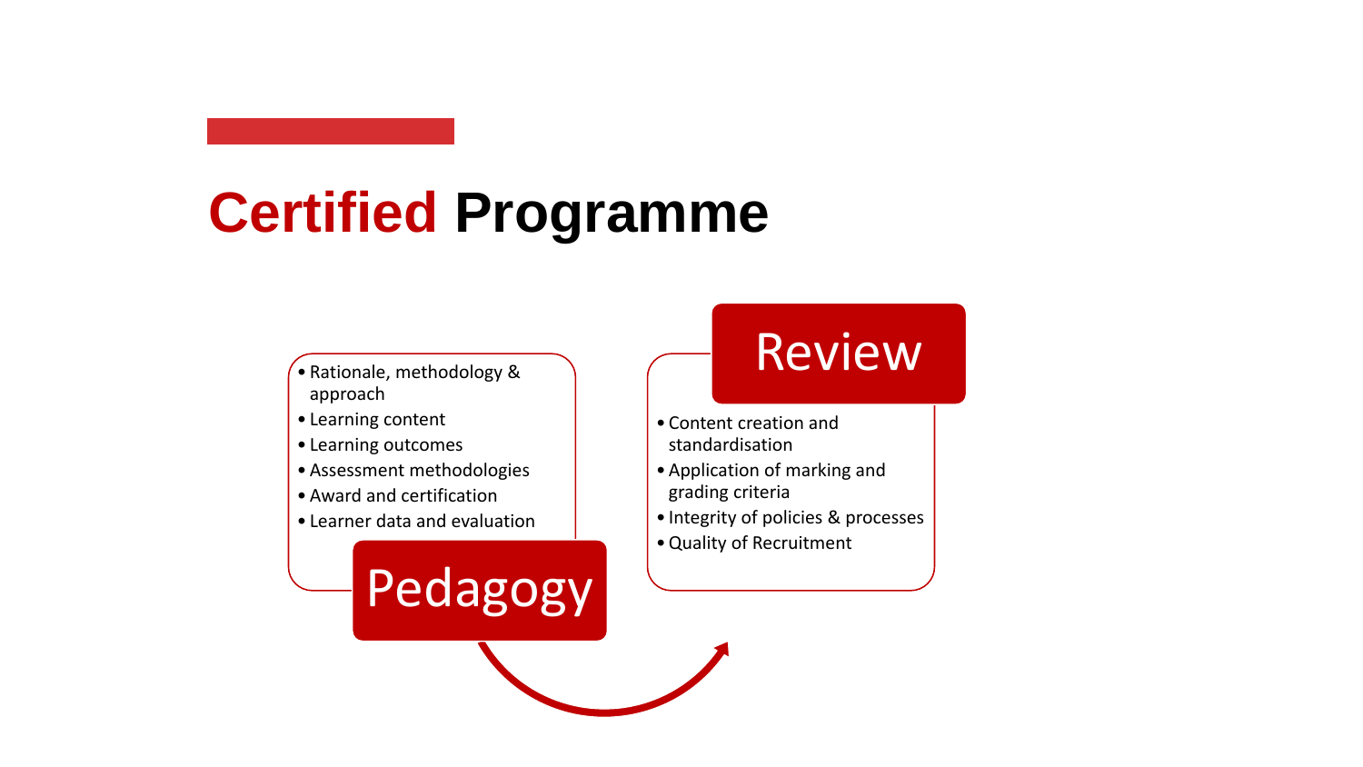# Certified Programme

## Pedagogy

- Rationale, methodology & approach
- Learning content
- Learning outcomes
- Assessment methodologies
- Award and certification
- Learner data and evaluation

## Review

- Content creation and standardisation
- Application of marking and grading criteria
- Integrity of policies & processes
- Quality of Recruitment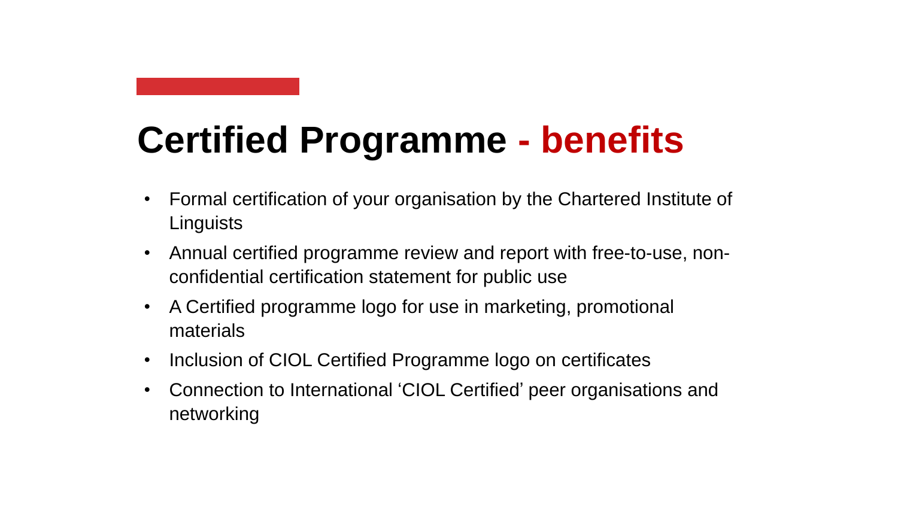# Certified Programme - benefits

- Formal certification of your organisation by the Chartered Institute of Linguists
- Annual certified programme review and report with free-to-use, non-confidential certification statement for public use
- A Certified programme logo for use in marketing, promotional materials
- Inclusion of CIOL Certified Programme logo on certificates
- Connection to International ‘CIOL Certified’ peer organisations and networking